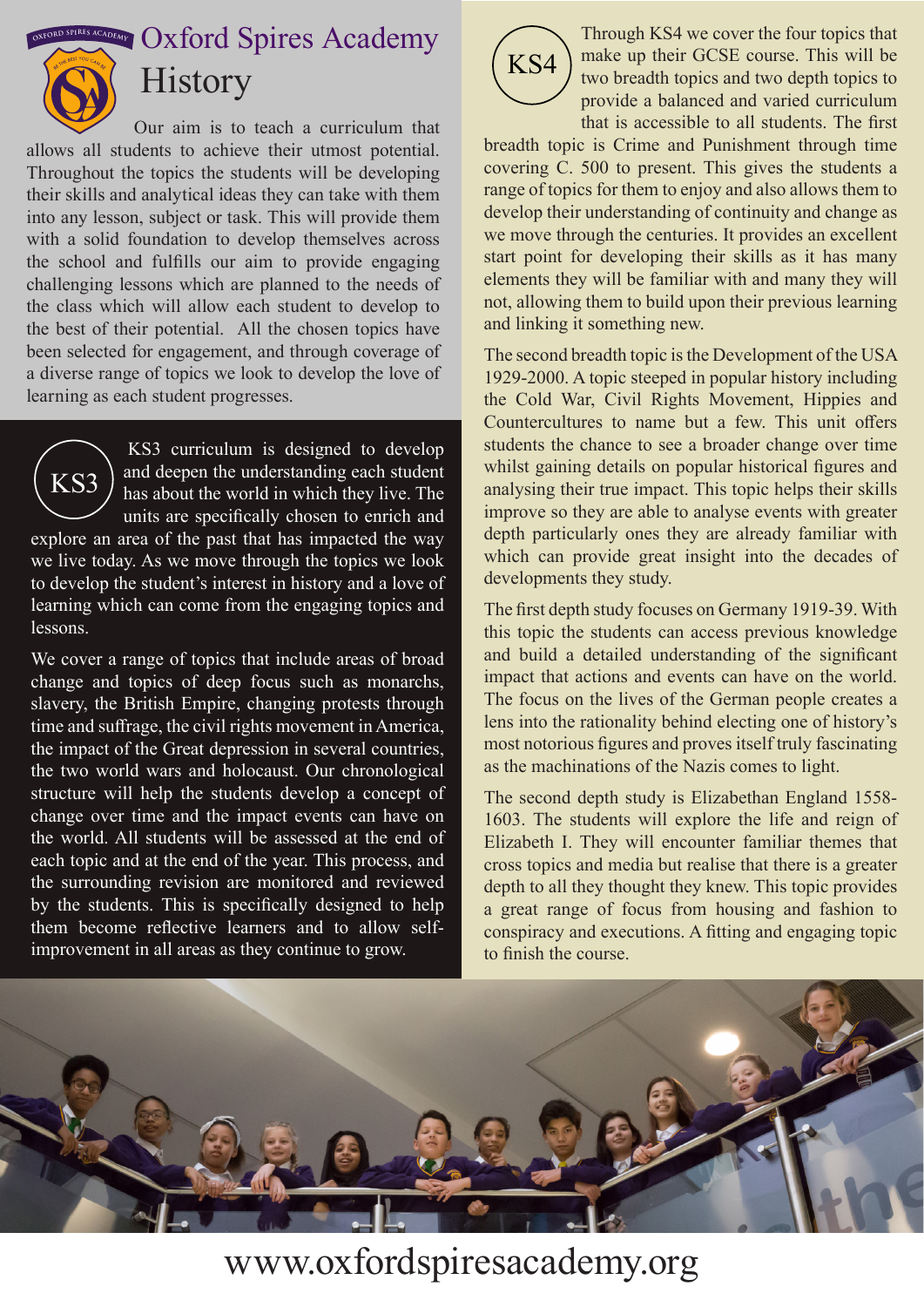# Oxford Spires Academy

## History

Our aim is to teach a curriculum that allows all students to achieve their utmost potential. Throughout the topics the students will be developing their skills and analytical ideas they can take with them into any lesson, subject or task. This will provide them with a solid foundation to develop themselves across the school and fulfills our aim to provide engaging challenging lessons which are planned to the needs of the class which will allow each student to develop to the best of their potential. All the chosen topics have been selected for engagement, and through coverage of a diverse range of topics we look to develop the love of learning as each student progresses.

### KS3

KS3 curriculum is designed to develop and deepen the understanding each student has about the world in which they live. The units are specifically chosen to enrich and explore an area of the past that has impacted the way we live today. As we move through the topics we look to develop the student's interest in history and a love of learning which can come from the engaging topics and lessons.

We cover a range of topics that include areas of broad change and topics of deep focus such as monarchs, slavery, the British Empire, changing protests through time and suffrage, the civil rights movement in America, the impact of the Great depression in several countries, the two world wars and holocaust. Our chronological structure will help the students develop a concept of change over time and the impact events can have on the world. All students will be assessed at the end of each topic and at the end of the year. This process, and the surrounding revision are monitored and reviewed by the students. This is specifically designed to help them become reflective learners and to allow self-improvement in all areas as they continue to grow.

### KS4

Through KS4 we cover the four topics that make up their GCSE course. This will be two breadth topics and two depth topics to provide a balanced and varied curriculum that is accessible to all students. The first breadth topic is Crime and Punishment through time covering C. 500 to present. This gives the students a range of topics for them to enjoy and also allows them to develop their understanding of continuity and change as we move through the centuries. It provides an excellent start point for developing their skills as it has many elements they will be familiar with and many they will not, allowing them to build upon their previous learning and linking it something new.

The second breadth topic is the Development of the USA 1929-2000. A topic steeped in popular history including the Cold War, Civil Rights Movement, Hippies and Countercultures to name but a few. This unit offers students the chance to see a broader change over time whilst gaining details on popular historical figures and analysing their true impact. This topic helps their skills improve so they are able to analyse events with greater depth particularly ones they are already familiar with which can provide great insight into the decades of developments they study.

The first depth study focuses on Germany 1919-39. With this topic the students can access previous knowledge and build a detailed understanding of the significant impact that actions and events can have on the world. The focus on the lives of the German people creates a lens into the rationality behind electing one of history's most notorious figures and proves itself truly fascinating as the machinations of the Nazis comes to light.

The second depth study is Elizabethan England 1558-1603. The students will explore the life and reign of Elizabeth I. They will encounter familiar themes that cross topics and media but realise that there is a greater depth to all they thought they knew. This topic provides a great range of focus from housing and fashion to conspiracy and executions. A fitting and engaging topic to finish the course.

www.oxfordspiresacademy.org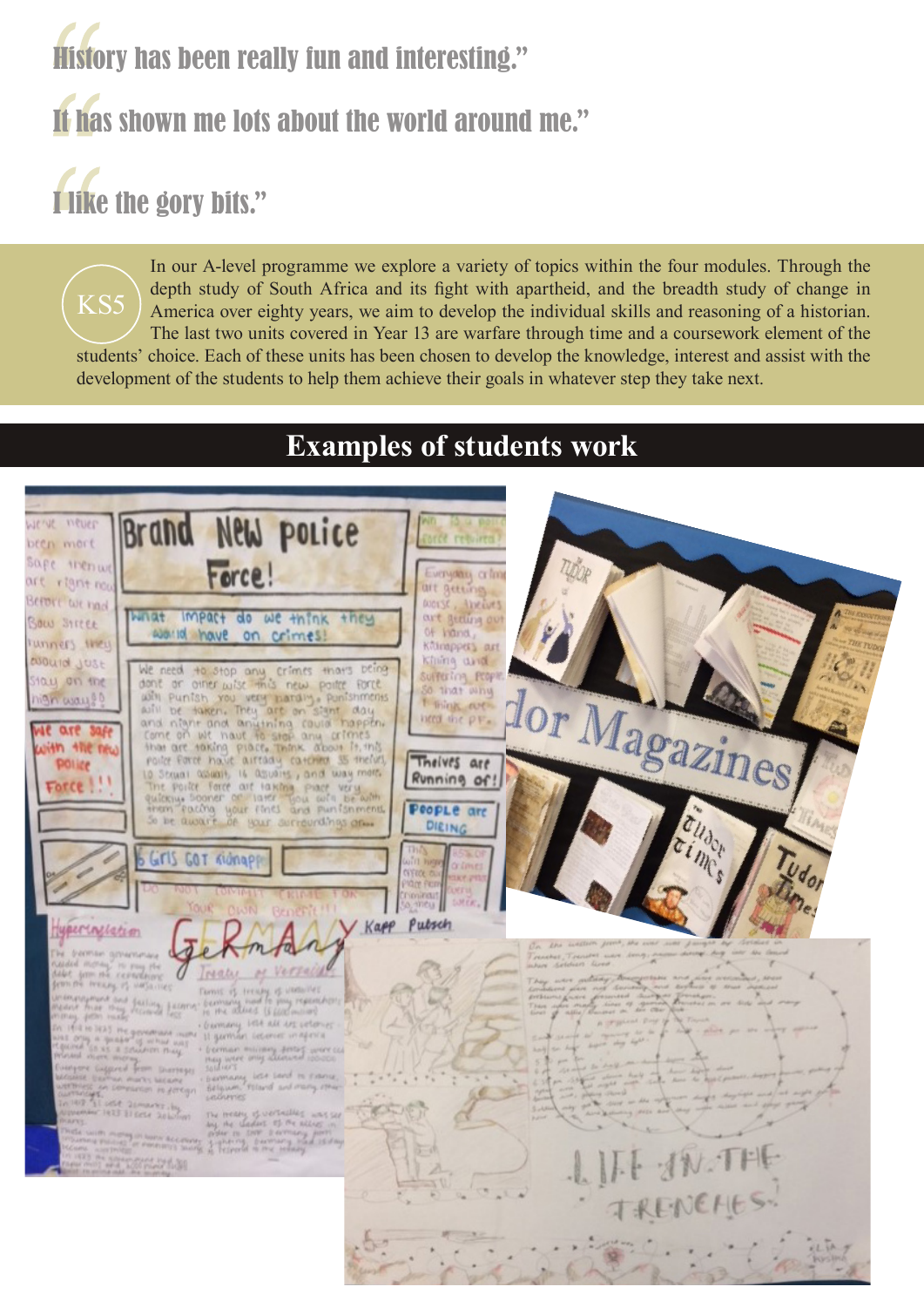"History has been really fun and interesting."

"It has shown me lots about the world around me."

"I like the gory bits."

KS5

In our A-level programme we explore a variety of topics within the four modules. Through the depth study of South Africa and its fight with apartheid, and the breadth study of change in America over eighty years, we aim to develop the individual skills and reasoning of a historian. The last two units covered in Year 13 are warfare through time and a coursework element of the students' choice. Each of these units has been chosen to develop the knowledge, interest and assist with the development of the students to help them achieve their goals in whatever step they take next.

## Examples of students work